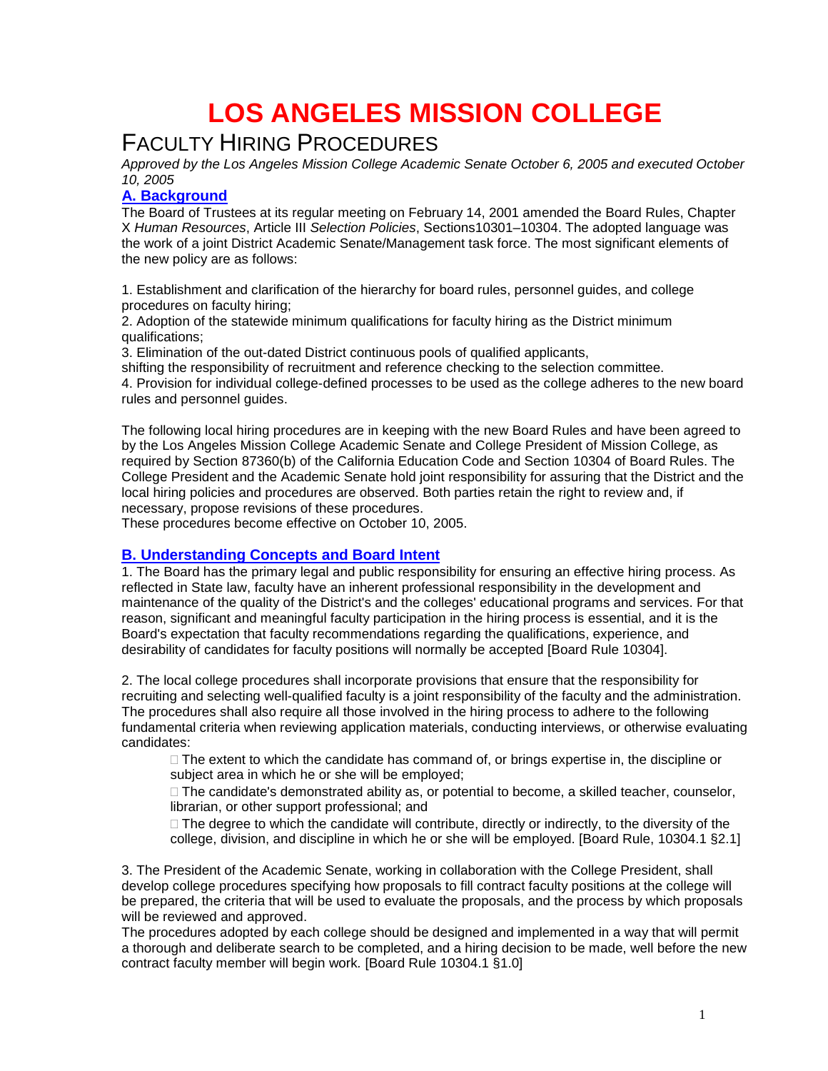# LOS ANGELES MISSION COLLEGE

## FACULTY HIRING PROCEDURES

*Approved by the Los Angeles Mission College Academic Senate October 6, 2005 and executed October 10, 2005*

### A. Background

The Board of Trustees at its regular meeting on February 14, 2001 amended the Board Rules, Chapter X *Human Resources*, Article III *Selection Policies*, Sections10301–10304. The adopted language was the work of a joint District Academic Senate/Management task force. The most significant elements of the new policy are as follows:

1. Establishment and clarification of the hierarchy for board rules, personnel guides, and college procedures on faculty hiring;
2. Adoption of the statewide minimum qualifications for faculty hiring as the District minimum qualifications;
3. Elimination of the out-dated District continuous pools of qualified applicants, shifting the responsibility of recruitment and reference checking to the selection committee.
4. Provision for individual college-defined processes to be used as the college adheres to the new board rules and personnel guides.

The following local hiring procedures are in keeping with the new Board Rules and have been agreed to by the Los Angeles Mission College Academic Senate and College President of Mission College, as required by Section 87360(b) of the California Education Code and Section 10304 of Board Rules. The College President and the Academic Senate hold joint responsibility for assuring that the District and the local hiring policies and procedures are observed. Both parties retain the right to review and, if necessary, propose revisions of these procedures.
These procedures become effective on October 10, 2005.

### B. Understanding Concepts and Board Intent

1. The Board has the primary legal and public responsibility for ensuring an effective hiring process. As reflected in State law, faculty have an inherent professional responsibility in the development and maintenance of the quality of the District's and the colleges' educational programs and services. For that reason, significant and meaningful faculty participation in the hiring process is essential, and it is the Board's expectation that faculty recommendations regarding the qualifications, experience, and desirability of candidates for faculty positions will normally be accepted [Board Rule 10304].

2. The local college procedures shall incorporate provisions that ensure that the responsibility for recruiting and selecting well-qualified faculty is a joint responsibility of the faculty and the administration. The procedures shall also require all those involved in the hiring process to adhere to the following fundamental criteria when reviewing application materials, conducting interviews, or otherwise evaluating candidates:

   - The extent to which the candidate has command of, or brings expertise in, the discipline or subject area in which he or she will be employed;
   - The candidate's demonstrated ability as, or potential to become, a skilled teacher, counselor, librarian, or other support professional; and
   - The degree to which the candidate will contribute, directly or indirectly, to the diversity of the college, division, and discipline in which he or she will be employed. [Board Rule, 10304.1 §2.1]

3. The President of the Academic Senate, working in collaboration with the College President, shall develop college procedures specifying how proposals to fill contract faculty positions at the college will be prepared, the criteria that will be used to evaluate the proposals, and the process by which proposals will be reviewed and approved.
The procedures adopted by each college should be designed and implemented in a way that will permit a thorough and deliberate search to be completed, and a hiring decision to be made, well before the new contract faculty member will begin work. [Board Rule 10304.1 §1.0]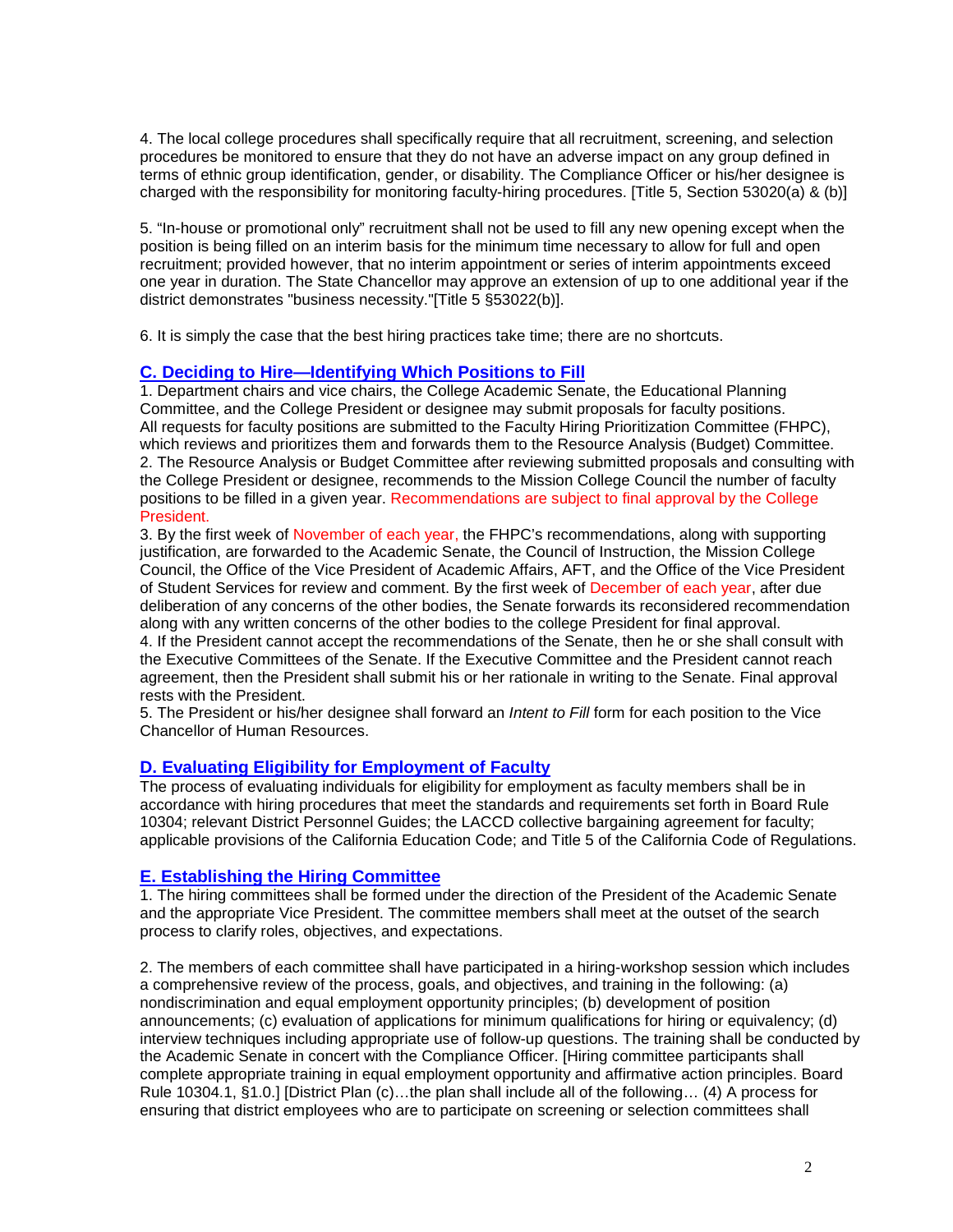4. The local college procedures shall specifically require that all recruitment, screening, and selection procedures be monitored to ensure that they do not have an adverse impact on any group defined in terms of ethnic group identification, gender, or disability. The Compliance Officer or his/her designee is charged with the responsibility for monitoring faculty-hiring procedures. [Title 5, Section 53020(a) & (b)]

5. "In-house or promotional only" recruitment shall not be used to fill any new opening except when the position is being filled on an interim basis for the minimum time necessary to allow for full and open recruitment; provided however, that no interim appointment or series of interim appointments exceed one year in duration. The State Chancellor may approve an extension of up to one additional year if the district demonstrates "business necessity."[Title 5 §53022(b)].

6. It is simply the case that the best hiring practices take time; there are no shortcuts.

## C. Deciding to Hire—Identifying Which Positions to Fill

1. Department chairs and vice chairs, the College Academic Senate, the Educational Planning Committee, and the College President or designee may submit proposals for faculty positions. All requests for faculty positions are submitted to the Faculty Hiring Prioritization Committee (FHPC), which reviews and prioritizes them and forwards them to the Resource Analysis (Budget) Committee.
2. The Resource Analysis or Budget Committee after reviewing submitted proposals and consulting with the College President or designee, recommends to the Mission College Council the number of faculty positions to be filled in a given year. Recommendations are subject to final approval by the College President.
3. By the first week of November of each year, the FHPC's recommendations, along with supporting justification, are forwarded to the Academic Senate, the Council of Instruction, the Mission College Council, the Office of the Vice President of Academic Affairs, AFT, and the Office of the Vice President of Student Services for review and comment. By the first week of December of each year, after due deliberation of any concerns of the other bodies, the Senate forwards its reconsidered recommendation along with any written concerns of the other bodies to the college President for final approval.
4. If the President cannot accept the recommendations of the Senate, then he or she shall consult with the Executive Committees of the Senate. If the Executive Committee and the President cannot reach agreement, then the President shall submit his or her rationale in writing to the Senate. Final approval rests with the President.
5. The President or his/her designee shall forward an *Intent to Fill* form for each position to the Vice Chancellor of Human Resources.

## D. Evaluating Eligibility for Employment of Faculty

The process of evaluating individuals for eligibility for employment as faculty members shall be in accordance with hiring procedures that meet the standards and requirements set forth in Board Rule 10304; relevant District Personnel Guides; the LACCD collective bargaining agreement for faculty; applicable provisions of the California Education Code; and Title 5 of the California Code of Regulations.

## E. Establishing the Hiring Committee

1. The hiring committees shall be formed under the direction of the President of the Academic Senate and the appropriate Vice President. The committee members shall meet at the outset of the search process to clarify roles, objectives, and expectations.

2. The members of each committee shall have participated in a hiring-workshop session which includes a comprehensive review of the process, goals, and objectives, and training in the following: (a) nondiscrimination and equal employment opportunity principles; (b) development of position announcements; (c) evaluation of applications for minimum qualifications for hiring or equivalency; (d) interview techniques including appropriate use of follow-up questions. The training shall be conducted by the Academic Senate in concert with the Compliance Officer. [Hiring committee participants shall complete appropriate training in equal employment opportunity and affirmative action principles. Board Rule 10304.1, §1.0.] [District Plan (c)…the plan shall include all of the following… (4) A process for ensuring that district employees who are to participate on screening or selection committees shall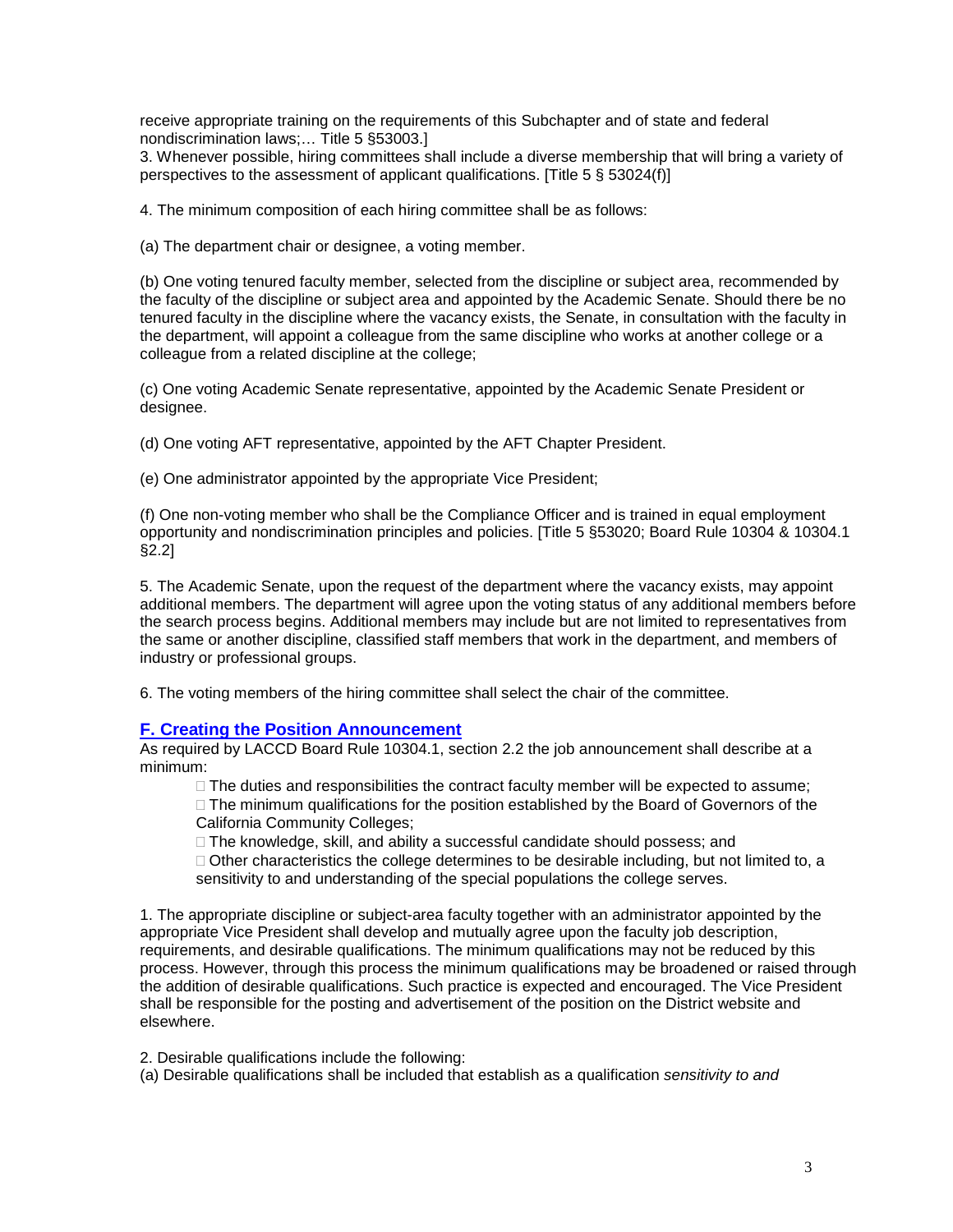receive appropriate training on the requirements of this Subchapter and of state and federal nondiscrimination laws;… Title 5 §53003.]

3. Whenever possible, hiring committees shall include a diverse membership that will bring a variety of perspectives to the assessment of applicant qualifications. [Title 5 § 53024(f)]

4. The minimum composition of each hiring committee shall be as follows:

(a) The department chair or designee, a voting member.

(b) One voting tenured faculty member, selected from the discipline or subject area, recommended by the faculty of the discipline or subject area and appointed by the Academic Senate. Should there be no tenured faculty in the discipline where the vacancy exists, the Senate, in consultation with the faculty in the department, will appoint a colleague from the same discipline who works at another college or a colleague from a related discipline at the college;

(c) One voting Academic Senate representative, appointed by the Academic Senate President or designee.

(d) One voting AFT representative, appointed by the AFT Chapter President.

(e) One administrator appointed by the appropriate Vice President;

(f) One non-voting member who shall be the Compliance Officer and is trained in equal employment opportunity and nondiscrimination principles and policies. [Title 5 §53020; Board Rule 10304 & 10304.1 §2.2]

5. The Academic Senate, upon the request of the department where the vacancy exists, may appoint additional members. The department will agree upon the voting status of any additional members before the search process begins. Additional members may include but are not limited to representatives from the same or another discipline, classified staff members that work in the department, and members of industry or professional groups.

6. The voting members of the hiring committee shall select the chair of the committee.

## F. Creating the Position Announcement

As required by LACCD Board Rule 10304.1, section 2.2 the job announcement shall describe at a minimum:

- The duties and responsibilities the contract faculty member will be expected to assume;
- The minimum qualifications for the position established by the Board of Governors of the California Community Colleges;
- The knowledge, skill, and ability a successful candidate should possess; and
- Other characteristics the college determines to be desirable including, but not limited to, a sensitivity to and understanding of the special populations the college serves.

1. The appropriate discipline or subject-area faculty together with an administrator appointed by the appropriate Vice President shall develop and mutually agree upon the faculty job description, requirements, and desirable qualifications. The minimum qualifications may not be reduced by this process. However, through this process the minimum qualifications may be broadened or raised through the addition of desirable qualifications. Such practice is expected and encouraged. The Vice President shall be responsible for the posting and advertisement of the position on the District website and elsewhere.

2. Desirable qualifications include the following:

(a) Desirable qualifications shall be included that establish as a qualification *sensitivity to and*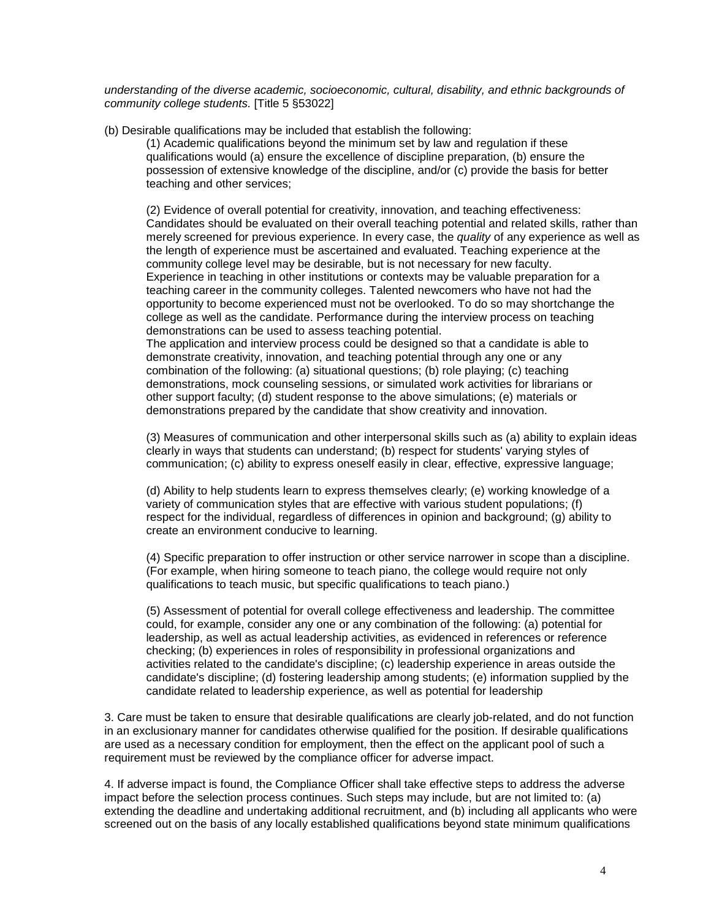*understanding of the diverse academic, socioeconomic, cultural, disability, and ethnic backgrounds of community college students.* [Title 5 §53022]

(b) Desirable qualifications may be included that establish the following:

(1) Academic qualifications beyond the minimum set by law and regulation if these qualifications would (a) ensure the excellence of discipline preparation, (b) ensure the possession of extensive knowledge of the discipline, and/or (c) provide the basis for better teaching and other services;

(2) Evidence of overall potential for creativity, innovation, and teaching effectiveness: Candidates should be evaluated on their overall teaching potential and related skills, rather than merely screened for previous experience. In every case, the *quality* of any experience as well as the length of experience must be ascertained and evaluated. Teaching experience at the community college level may be desirable, but is not necessary for new faculty. Experience in teaching in other institutions or contexts may be valuable preparation for a teaching career in the community colleges. Talented newcomers who have not had the opportunity to become experienced must not be overlooked. To do so may shortchange the college as well as the candidate. Performance during the interview process on teaching demonstrations can be used to assess teaching potential.
The application and interview process could be designed so that a candidate is able to demonstrate creativity, innovation, and teaching potential through any one or any combination of the following: (a) situational questions; (b) role playing; (c) teaching demonstrations, mock counseling sessions, or simulated work activities for librarians or other support faculty; (d) student response to the above simulations; (e) materials or demonstrations prepared by the candidate that show creativity and innovation.

(3) Measures of communication and other interpersonal skills such as (a) ability to explain ideas clearly in ways that students can understand; (b) respect for students' varying styles of communication; (c) ability to express oneself easily in clear, effective, expressive language;

(d) Ability to help students learn to express themselves clearly; (e) working knowledge of a variety of communication styles that are effective with various student populations; (f) respect for the individual, regardless of differences in opinion and background; (g) ability to create an environment conducive to learning.

(4) Specific preparation to offer instruction or other service narrower in scope than a discipline. (For example, when hiring someone to teach piano, the college would require not only qualifications to teach music, but specific qualifications to teach piano.)

(5) Assessment of potential for overall college effectiveness and leadership. The committee could, for example, consider any one or any combination of the following: (a) potential for leadership, as well as actual leadership activities, as evidenced in references or reference checking; (b) experiences in roles of responsibility in professional organizations and activities related to the candidate's discipline; (c) leadership experience in areas outside the candidate's discipline; (d) fostering leadership among students; (e) information supplied by the candidate related to leadership experience, as well as potential for leadership

3. Care must be taken to ensure that desirable qualifications are clearly job-related, and do not function in an exclusionary manner for candidates otherwise qualified for the position. If desirable qualifications are used as a necessary condition for employment, then the effect on the applicant pool of such a requirement must be reviewed by the compliance officer for adverse impact.

4. If adverse impact is found, the Compliance Officer shall take effective steps to address the adverse impact before the selection process continues. Such steps may include, but are not limited to: (a) extending the deadline and undertaking additional recruitment, and (b) including all applicants who were screened out on the basis of any locally established qualifications beyond state minimum qualifications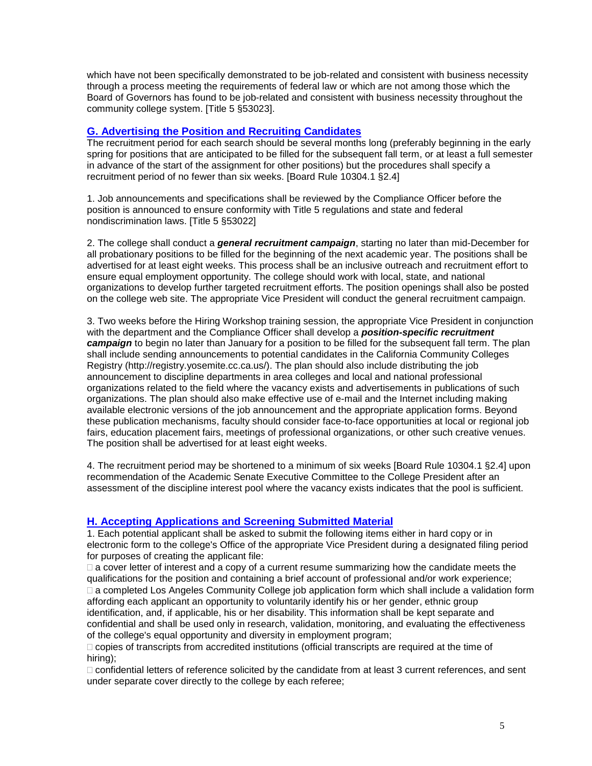which have not been specifically demonstrated to be job-related and consistent with business necessity through a process meeting the requirements of federal law or which are not among those which the Board of Governors has found to be job-related and consistent with business necessity throughout the community college system. [Title 5 §53023].

## G. Advertising the Position and Recruiting Candidates

The recruitment period for each search should be several months long (preferably beginning in the early spring for positions that are anticipated to be filled for the subsequent fall term, or at least a full semester in advance of the start of the assignment for other positions) but the procedures shall specify a recruitment period of no fewer than six weeks. [Board Rule 10304.1 §2.4]

1. Job announcements and specifications shall be reviewed by the Compliance Officer before the position is announced to ensure conformity with Title 5 regulations and state and federal nondiscrimination laws. [Title 5 §53022]

2. The college shall conduct a ***general recruitment campaign***, starting no later than mid-December for all probationary positions to be filled for the beginning of the next academic year. The positions shall be advertised for at least eight weeks. This process shall be an inclusive outreach and recruitment effort to ensure equal employment opportunity. The college should work with local, state, and national organizations to develop further targeted recruitment efforts. The position openings shall also be posted on the college web site. The appropriate Vice President will conduct the general recruitment campaign.

3. Two weeks before the Hiring Workshop training session, the appropriate Vice President in conjunction with the department and the Compliance Officer shall develop a ***position-specific recruitment campaign*** to begin no later than January for a position to be filled for the subsequent fall term. The plan shall include sending announcements to potential candidates in the California Community Colleges Registry (http://registry.yosemite.cc.ca.us/). The plan should also include distributing the job announcement to discipline departments in area colleges and local and national professional organizations related to the field where the vacancy exists and advertisements in publications of such organizations. The plan should also make effective use of e-mail and the Internet including making available electronic versions of the job announcement and the appropriate application forms. Beyond these publication mechanisms, faculty should consider face-to-face opportunities at local or regional job fairs, education placement fairs, meetings of professional organizations, or other such creative venues. The position shall be advertised for at least eight weeks.

4. The recruitment period may be shortened to a minimum of six weeks [Board Rule 10304.1 §2.4] upon recommendation of the Academic Senate Executive Committee to the College President after an assessment of the discipline interest pool where the vacancy exists indicates that the pool is sufficient.

## H. Accepting Applications and Screening Submitted Material

1. Each potential applicant shall be asked to submit the following items either in hard copy or in electronic form to the college's Office of the appropriate Vice President during a designated filing period for purposes of creating the applicant file:

- a cover letter of interest and a copy of a current resume summarizing how the candidate meets the qualifications for the position and containing a brief account of professional and/or work experience;
- a completed Los Angeles Community College job application form which shall include a validation form affording each applicant an opportunity to voluntarily identify his or her gender, ethnic group identification, and, if applicable, his or her disability. This information shall be kept separate and confidential and shall be used only in research, validation, monitoring, and evaluating the effectiveness of the college's equal opportunity and diversity in employment program;
- copies of transcripts from accredited institutions (official transcripts are required at the time of hiring);
- confidential letters of reference solicited by the candidate from at least 3 current references, and sent under separate cover directly to the college by each referee;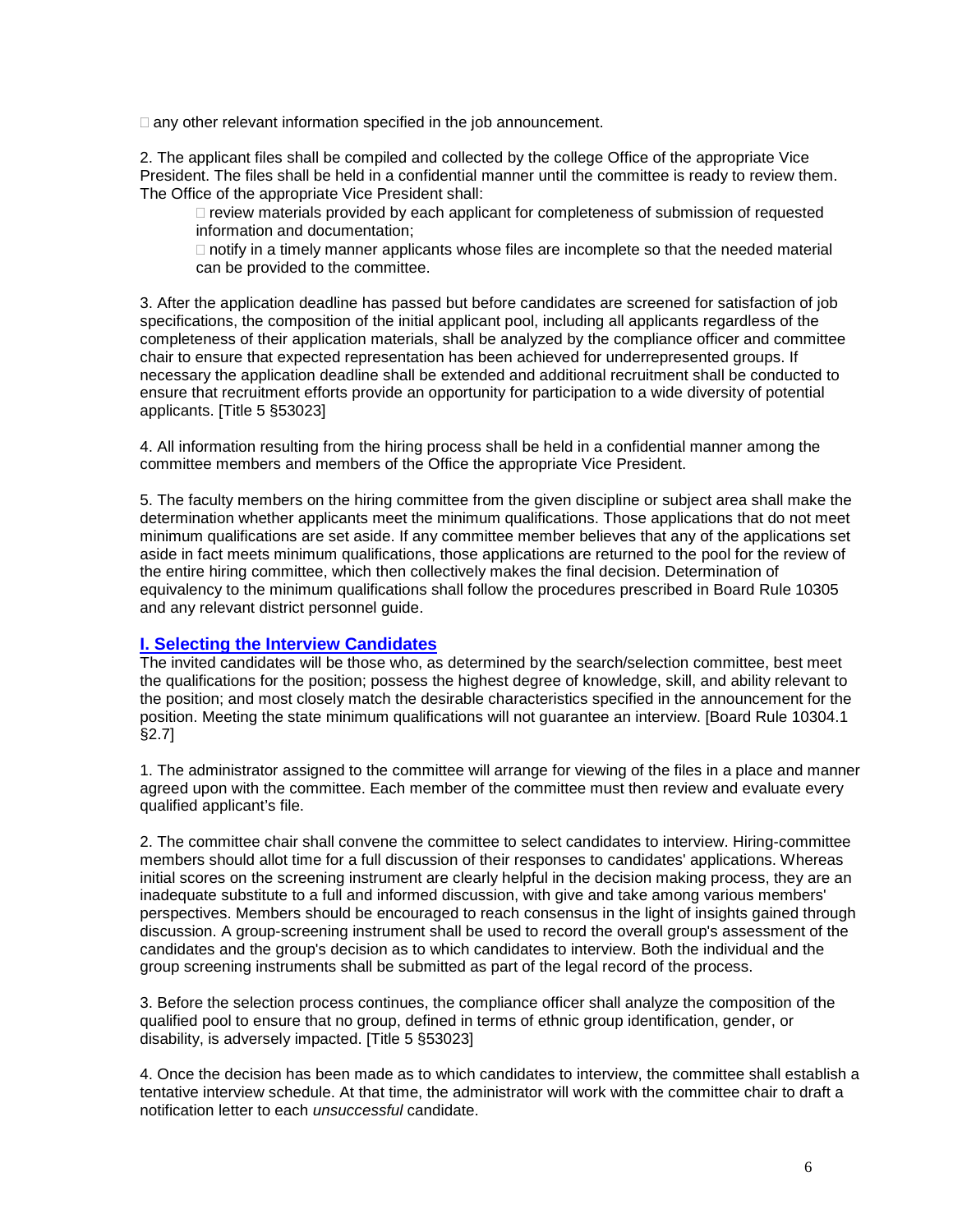- any other relevant information specified in the job announcement.

2. The applicant files shall be compiled and collected by the college Office of the appropriate Vice President. The files shall be held in a confidential manner until the committee is ready to review them. The Office of the appropriate Vice President shall:
   - review materials provided by each applicant for completeness of submission of requested information and documentation;
   - notify in a timely manner applicants whose files are incomplete so that the needed material can be provided to the committee.

3. After the application deadline has passed but before candidates are screened for satisfaction of job specifications, the composition of the initial applicant pool, including all applicants regardless of the completeness of their application materials, shall be analyzed by the compliance officer and committee chair to ensure that expected representation has been achieved for underrepresented groups. If necessary the application deadline shall be extended and additional recruitment shall be conducted to ensure that recruitment efforts provide an opportunity for participation to a wide diversity of potential applicants. [Title 5 §53023]

4. All information resulting from the hiring process shall be held in a confidential manner among the committee members and members of the Office the appropriate Vice President.

5. The faculty members on the hiring committee from the given discipline or subject area shall make the determination whether applicants meet the minimum qualifications. Those applications that do not meet minimum qualifications are set aside. If any committee member believes that any of the applications set aside in fact meets minimum qualifications, those applications are returned to the pool for the review of the entire hiring committee, which then collectively makes the final decision. Determination of equivalency to the minimum qualifications shall follow the procedures prescribed in Board Rule 10305 and any relevant district personnel guide.

## I. Selecting the Interview Candidates

The invited candidates will be those who, as determined by the search/selection committee, best meet the qualifications for the position; possess the highest degree of knowledge, skill, and ability relevant to the position; and most closely match the desirable characteristics specified in the announcement for the position. Meeting the state minimum qualifications will not guarantee an interview. [Board Rule 10304.1 §2.7]

1. The administrator assigned to the committee will arrange for viewing of the files in a place and manner agreed upon with the committee. Each member of the committee must then review and evaluate every qualified applicant's file.

2. The committee chair shall convene the committee to select candidates to interview. Hiring-committee members should allot time for a full discussion of their responses to candidates' applications. Whereas initial scores on the screening instrument are clearly helpful in the decision making process, they are an inadequate substitute to a full and informed discussion, with give and take among various members' perspectives. Members should be encouraged to reach consensus in the light of insights gained through discussion. A group-screening instrument shall be used to record the overall group's assessment of the candidates and the group's decision as to which candidates to interview. Both the individual and the group screening instruments shall be submitted as part of the legal record of the process.

3. Before the selection process continues, the compliance officer shall analyze the composition of the qualified pool to ensure that no group, defined in terms of ethnic group identification, gender, or disability, is adversely impacted. [Title 5 §53023]

4. Once the decision has been made as to which candidates to interview, the committee shall establish a tentative interview schedule. At that time, the administrator will work with the committee chair to draft a notification letter to each *unsuccessful* candidate.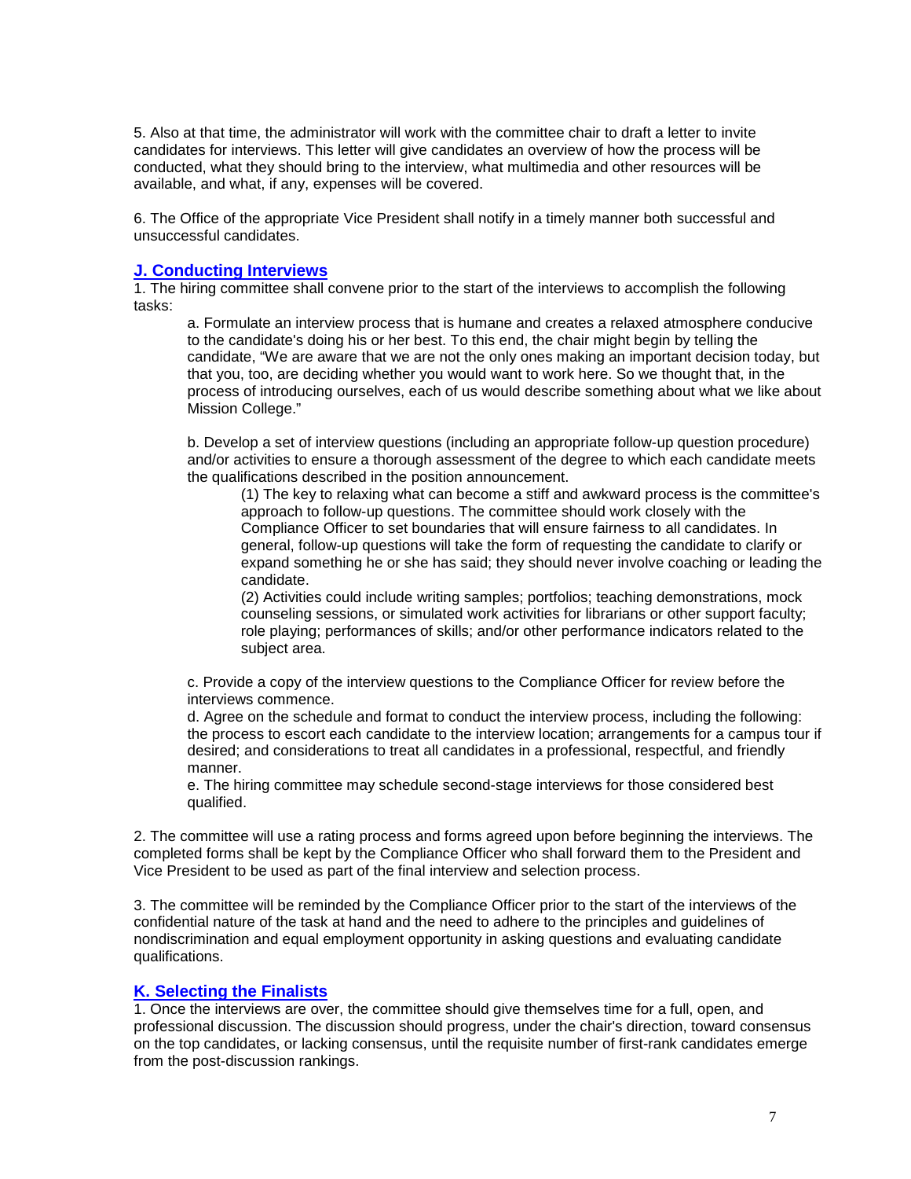5. Also at that time, the administrator will work with the committee chair to draft a letter to invite candidates for interviews. This letter will give candidates an overview of how the process will be conducted, what they should bring to the interview, what multimedia and other resources will be available, and what, if any, expenses will be covered.

6. The Office of the appropriate Vice President shall notify in a timely manner both successful and unsuccessful candidates.

## J. Conducting Interviews

1. The hiring committee shall convene prior to the start of the interviews to accomplish the following tasks:

   a. Formulate an interview process that is humane and creates a relaxed atmosphere conducive to the candidate's doing his or her best. To this end, the chair might begin by telling the candidate, "We are aware that we are not the only ones making an important decision today, but that you, too, are deciding whether you would want to work here. So we thought that, in the process of introducing ourselves, each of us would describe something about what we like about Mission College."

   b. Develop a set of interview questions (including an appropriate follow-up question procedure) and/or activities to ensure a thorough assessment of the degree to which each candidate meets the qualifications described in the position announcement.

      (1) The key to relaxing what can become a stiff and awkward process is the committee's approach to follow-up questions. The committee should work closely with the Compliance Officer to set boundaries that will ensure fairness to all candidates. In general, follow-up questions will take the form of requesting the candidate to clarify or expand something he or she has said; they should never involve coaching or leading the candidate.

      (2) Activities could include writing samples; portfolios; teaching demonstrations, mock counseling sessions, or simulated work activities for librarians or other support faculty; role playing; performances of skills; and/or other performance indicators related to the subject area.

   c. Provide a copy of the interview questions to the Compliance Officer for review before the interviews commence.

   d. Agree on the schedule and format to conduct the interview process, including the following: the process to escort each candidate to the interview location; arrangements for a campus tour if desired; and considerations to treat all candidates in a professional, respectful, and friendly manner.

   e. The hiring committee may schedule second-stage interviews for those considered best qualified.

2. The committee will use a rating process and forms agreed upon before beginning the interviews. The completed forms shall be kept by the Compliance Officer who shall forward them to the President and Vice President to be used as part of the final interview and selection process.

3. The committee will be reminded by the Compliance Officer prior to the start of the interviews of the confidential nature of the task at hand and the need to adhere to the principles and guidelines of nondiscrimination and equal employment opportunity in asking questions and evaluating candidate qualifications.

## K. Selecting the Finalists

1. Once the interviews are over, the committee should give themselves time for a full, open, and professional discussion. The discussion should progress, under the chair's direction, toward consensus on the top candidates, or lacking consensus, until the requisite number of first-rank candidates emerge from the post-discussion rankings.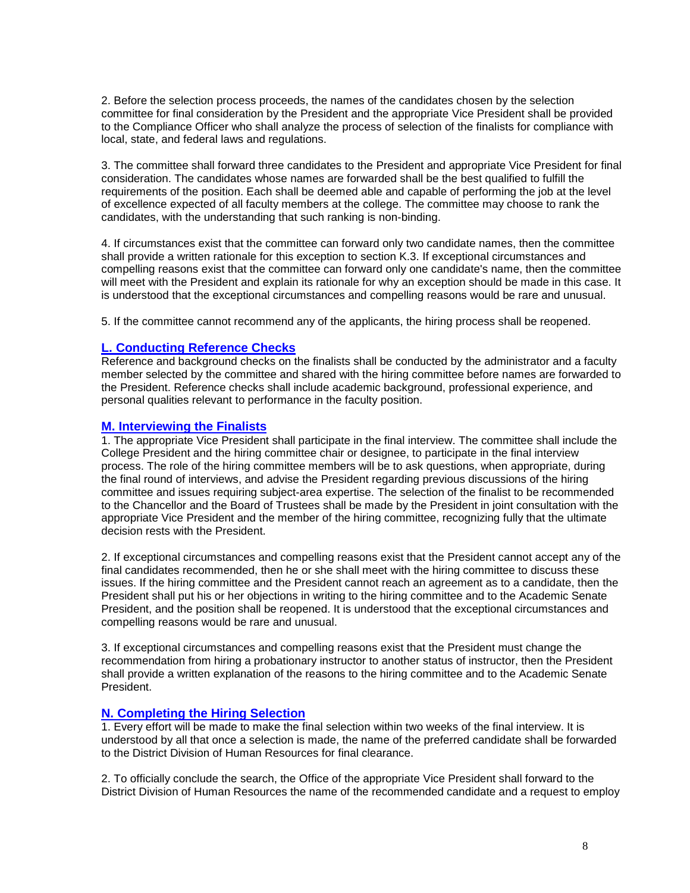2. Before the selection process proceeds, the names of the candidates chosen by the selection committee for final consideration by the President and the appropriate Vice President shall be provided to the Compliance Officer who shall analyze the process of selection of the finalists for compliance with local, state, and federal laws and regulations.

3. The committee shall forward three candidates to the President and appropriate Vice President for final consideration. The candidates whose names are forwarded shall be the best qualified to fulfill the requirements of the position. Each shall be deemed able and capable of performing the job at the level of excellence expected of all faculty members at the college. The committee may choose to rank the candidates, with the understanding that such ranking is non-binding.

4. If circumstances exist that the committee can forward only two candidate names, then the committee shall provide a written rationale for this exception to section K.3. If exceptional circumstances and compelling reasons exist that the committee can forward only one candidate's name, then the committee will meet with the President and explain its rationale for why an exception should be made in this case. It is understood that the exceptional circumstances and compelling reasons would be rare and unusual.

5. If the committee cannot recommend any of the applicants, the hiring process shall be reopened.

## L. Conducting Reference Checks

Reference and background checks on the finalists shall be conducted by the administrator and a faculty member selected by the committee and shared with the hiring committee before names are forwarded to the President. Reference checks shall include academic background, professional experience, and personal qualities relevant to performance in the faculty position.

## M. Interviewing the Finalists

1. The appropriate Vice President shall participate in the final interview. The committee shall include the College President and the hiring committee chair or designee, to participate in the final interview process. The role of the hiring committee members will be to ask questions, when appropriate, during the final round of interviews, and advise the President regarding previous discussions of the hiring committee and issues requiring subject-area expertise. The selection of the finalist to be recommended to the Chancellor and the Board of Trustees shall be made by the President in joint consultation with the appropriate Vice President and the member of the hiring committee, recognizing fully that the ultimate decision rests with the President.

2. If exceptional circumstances and compelling reasons exist that the President cannot accept any of the final candidates recommended, then he or she shall meet with the hiring committee to discuss these issues. If the hiring committee and the President cannot reach an agreement as to a candidate, then the President shall put his or her objections in writing to the hiring committee and to the Academic Senate President, and the position shall be reopened. It is understood that the exceptional circumstances and compelling reasons would be rare and unusual.

3. If exceptional circumstances and compelling reasons exist that the President must change the recommendation from hiring a probationary instructor to another status of instructor, then the President shall provide a written explanation of the reasons to the hiring committee and to the Academic Senate President.

## N. Completing the Hiring Selection

1. Every effort will be made to make the final selection within two weeks of the final interview. It is understood by all that once a selection is made, the name of the preferred candidate shall be forwarded to the District Division of Human Resources for final clearance.

2. To officially conclude the search, the Office of the appropriate Vice President shall forward to the District Division of Human Resources the name of the recommended candidate and a request to employ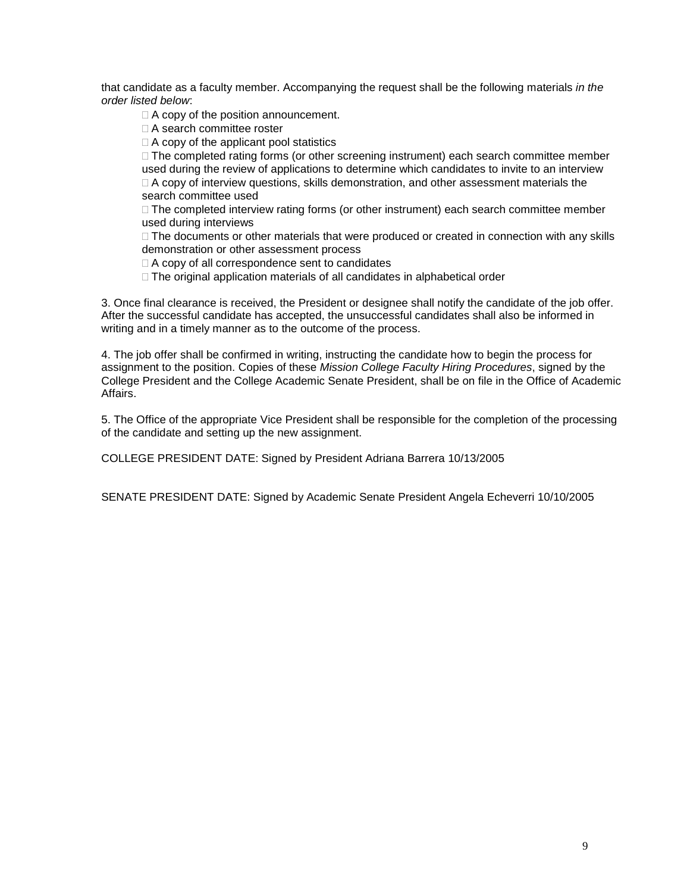that candidate as a faculty member. Accompanying the request shall be the following materials *in the order listed below*:

- A copy of the position announcement.
- A search committee roster
- A copy of the applicant pool statistics
- The completed rating forms (or other screening instrument) each search committee member used during the review of applications to determine which candidates to invite to an interview
- A copy of interview questions, skills demonstration, and other assessment materials the search committee used
- The completed interview rating forms (or other instrument) each search committee member used during interviews
- The documents or other materials that were produced or created in connection with any skills demonstration or other assessment process
- A copy of all correspondence sent to candidates
- The original application materials of all candidates in alphabetical order

3. Once final clearance is received, the President or designee shall notify the candidate of the job offer. After the successful candidate has accepted, the unsuccessful candidates shall also be informed in writing and in a timely manner as to the outcome of the process.

4. The job offer shall be confirmed in writing, instructing the candidate how to begin the process for assignment to the position. Copies of these *Mission College Faculty Hiring Procedures*, signed by the College President and the College Academic Senate President, shall be on file in the Office of Academic Affairs.

5. The Office of the appropriate Vice President shall be responsible for the completion of the processing of the candidate and setting up the new assignment.

COLLEGE PRESIDENT DATE: Signed by President Adriana Barrera 10/13/2005

SENATE PRESIDENT DATE: Signed by Academic Senate President Angela Echeverri 10/10/2005